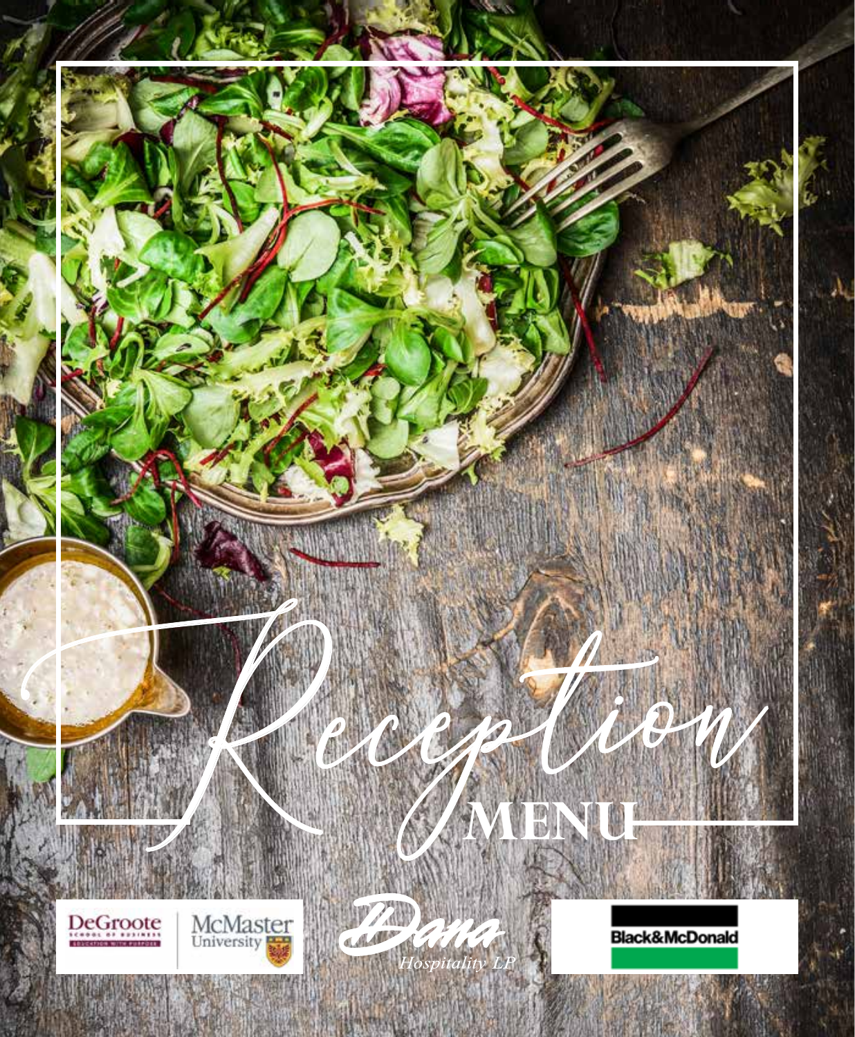# Reception MENU

DeGroote School of Business — McMaster University

Dana Hospitality LP

Black&McDonald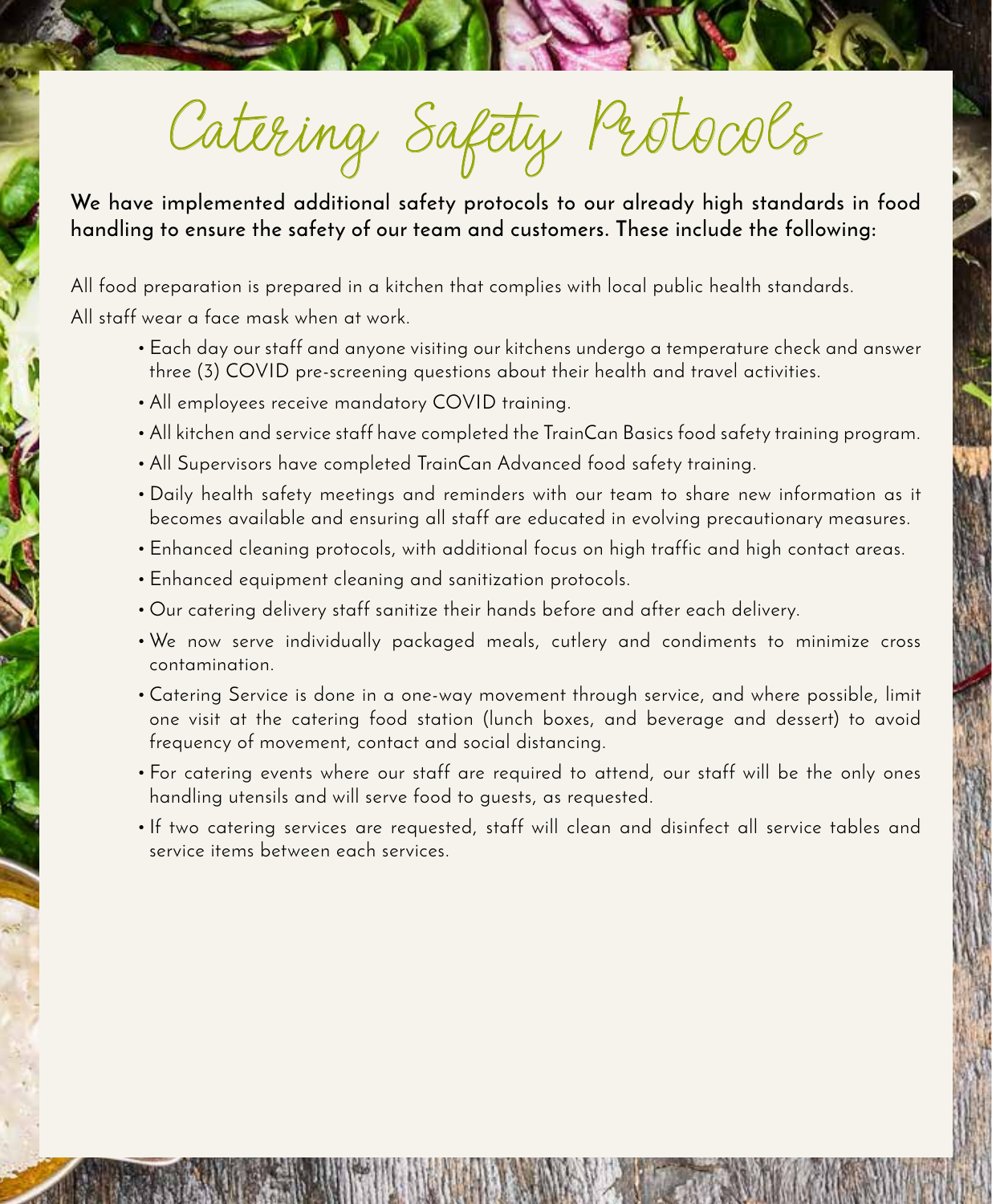# Catering Safety Protocols

**We have implemented additional safety protocols to our already high standards in food handling to ensure the safety of our team and customers. These include the following:**

All food preparation is prepared in a kitchen that complies with local public health standards.

All staff wear a face mask when at work.

- Each day our staff and anyone visiting our kitchens undergo a temperature check and answer three (3) COVID pre-screening questions about their health and travel activities.
- All employees receive mandatory COVID training.
- All kitchen and service staff have completed the TrainCan Basics food safety training program.
- All Supervisors have completed TrainCan Advanced food safety training.
- Daily health safety meetings and reminders with our team to share new information as it becomes available and ensuring all staff are educated in evolving precautionary measures.
- Enhanced cleaning protocols, with additional focus on high traffic and high contact areas.
- Enhanced equipment cleaning and sanitization protocols.
- Our catering delivery staff sanitize their hands before and after each delivery.
- We now serve individually packaged meals, cutlery and condiments to minimize cross contamination.
- Catering Service is done in a one-way movement through service, and where possible, limit one visit at the catering food station (lunch boxes, and beverage and dessert) to avoid frequency of movement, contact and social distancing.
- For catering events where our staff are required to attend, our staff will be the only ones handling utensils and will serve food to guests, as requested.
- If two catering services are requested, staff will clean and disinfect all service tables and service items between each services.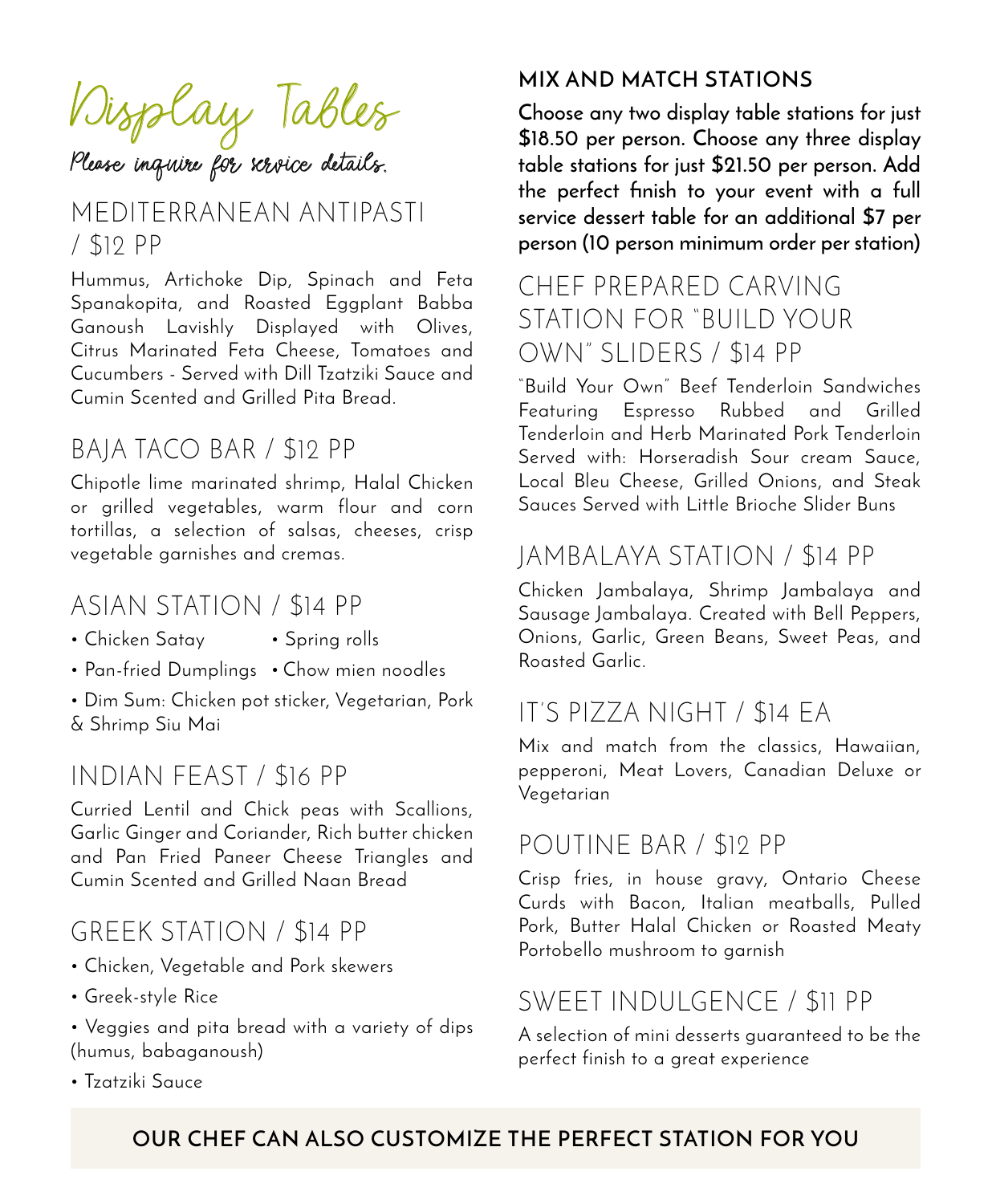# Display Tables

*Please inquire for service details.*

## MEDITERRANEAN ANTIPASTI / $12 PP

Hummus, Artichoke Dip, Spinach and Feta Spanakopita, and Roasted Eggplant Babba Ganoush Lavishly Displayed with Olives, Citrus Marinated Feta Cheese, Tomatoes and Cucumbers - Served with Dill Tzatziki Sauce and Cumin Scented and Grilled Pita Bread.

## BAJA TACO BAR / $12 PP

Chipotle lime marinated shrimp, Halal Chicken or grilled vegetables, warm flour and corn tortillas, a selection of salsas, cheeses, crisp vegetable garnishes and cremas.

## ASIAN STATION / $14 PP

- Chicken Satay
- Spring rolls
- Pan-fried Dumplings
- Chow mien noodles
- Dim Sum: Chicken pot sticker, Vegetarian, Pork & Shrimp Siu Mai

## INDIAN FEAST / $16 PP

Curried Lentil and Chick peas with Scallions, Garlic Ginger and Coriander, Rich butter chicken and Pan Fried Paneer Cheese Triangles and Cumin Scented and Grilled Naan Bread

## GREEK STATION / $14 PP

- Chicken, Vegetable and Pork skewers
- Greek-style Rice
- Veggies and pita bread with a variety of dips (humus, babaganoush)
- Tzatziki Sauce

### MIX AND MATCH STATIONS

**Choose any two display table stations for just $18.50 per person. Choose any three display table stations for just $21.50 per person. Add the perfect finish to your event with a full service dessert table for an additional $7 per person (10 person minimum order per station)**

## CHEF PREPARED CARVING STATION FOR "BUILD YOUR OWN" SLIDERS / $14 PP

"Build Your Own" Beef Tenderloin Sandwiches Featuring Espresso Rubbed and Grilled Tenderloin and Herb Marinated Pork Tenderloin Served with: Horseradish Sour cream Sauce, Local Bleu Cheese, Grilled Onions, and Steak Sauces Served with Little Brioche Slider Buns

## JAMBALAYA STATION / $14 PP

Chicken Jambalaya, Shrimp Jambalaya and Sausage Jambalaya. Created with Bell Peppers, Onions, Garlic, Green Beans, Sweet Peas, and Roasted Garlic.

## IT'S PIZZA NIGHT / $14 EA

Mix and match from the classics, Hawaiian, pepperoni, Meat Lovers, Canadian Deluxe or Vegetarian

## POUTINE BAR / $12 PP

Crisp fries, in house gravy, Ontario Cheese Curds with Bacon, Italian meatballs, Pulled Pork, Butter Halal Chicken or Roasted Meaty Portobello mushroom to garnish

## SWEET INDULGENCE / $11 PP

A selection of mini desserts guaranteed to be the perfect finish to a great experience

**OUR CHEF CAN ALSO CUSTOMIZE THE PERFECT STATION FOR YOU**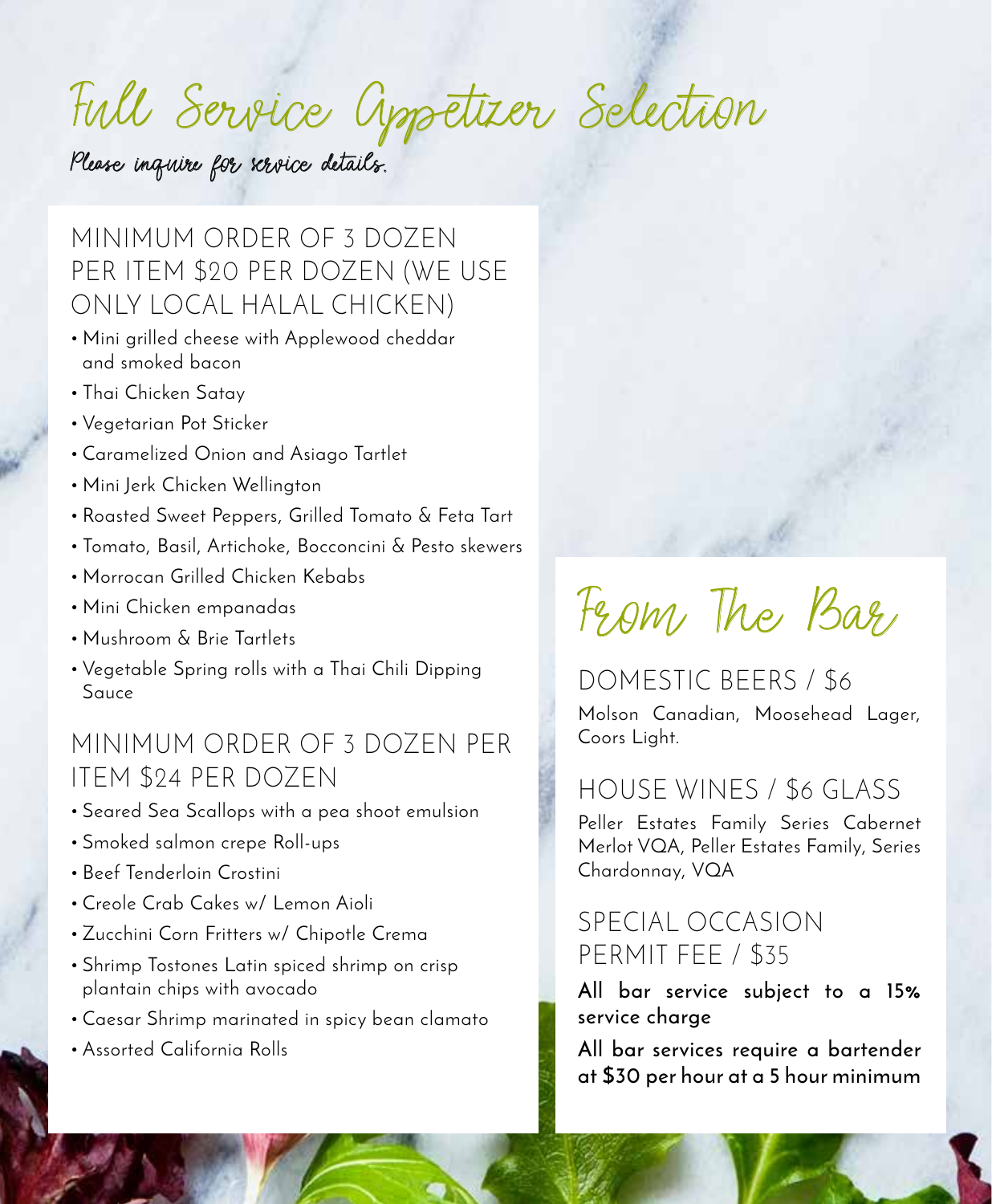# Full Service Appetizer Selection

*Please inquire for service details.*

## MINIMUM ORDER OF 3 DOZEN PER ITEM $20 PER DOZEN (WE USE ONLY LOCAL HALAL CHICKEN)

- Mini grilled cheese with Applewood cheddar and smoked bacon
- Thai Chicken Satay
- Vegetarian Pot Sticker
- Caramelized Onion and Asiago Tartlet
- Mini Jerk Chicken Wellington
- Roasted Sweet Peppers, Grilled Tomato & Feta Tart
- Tomato, Basil, Artichoke, Bocconcini & Pesto skewers
- Morrocan Grilled Chicken Kebabs
- Mini Chicken empanadas
- Mushroom & Brie Tartlets
- Vegetable Spring rolls with a Thai Chili Dipping Sauce

## MINIMUM ORDER OF 3 DOZEN PER ITEM $24 PER DOZEN

- Seared Sea Scallops with a pea shoot emulsion
- Smoked salmon crepe Roll-ups
- Beef Tenderloin Crostini
- Creole Crab Cakes w/ Lemon Aioli
- Zucchini Corn Fritters w/ Chipotle Crema
- Shrimp Tostones Latin spiced shrimp on crisp plantain chips with avocado
- Caesar Shrimp marinated in spicy bean clamato
- Assorted California Rolls

# From The Bar

## DOMESTIC BEERS / $6

Molson Canadian, Moosehead Lager, Coors Light.

## HOUSE WINES / $6 GLASS

Peller Estates Family Series Cabernet Merlot VQA, Peller Estates Family, Series Chardonnay, VQA

## SPECIAL OCCASION PERMIT FEE / $35

**All bar service subject to a 15% service charge**

**All bar services require a bartender at $30 per hour at a 5 hour minimum**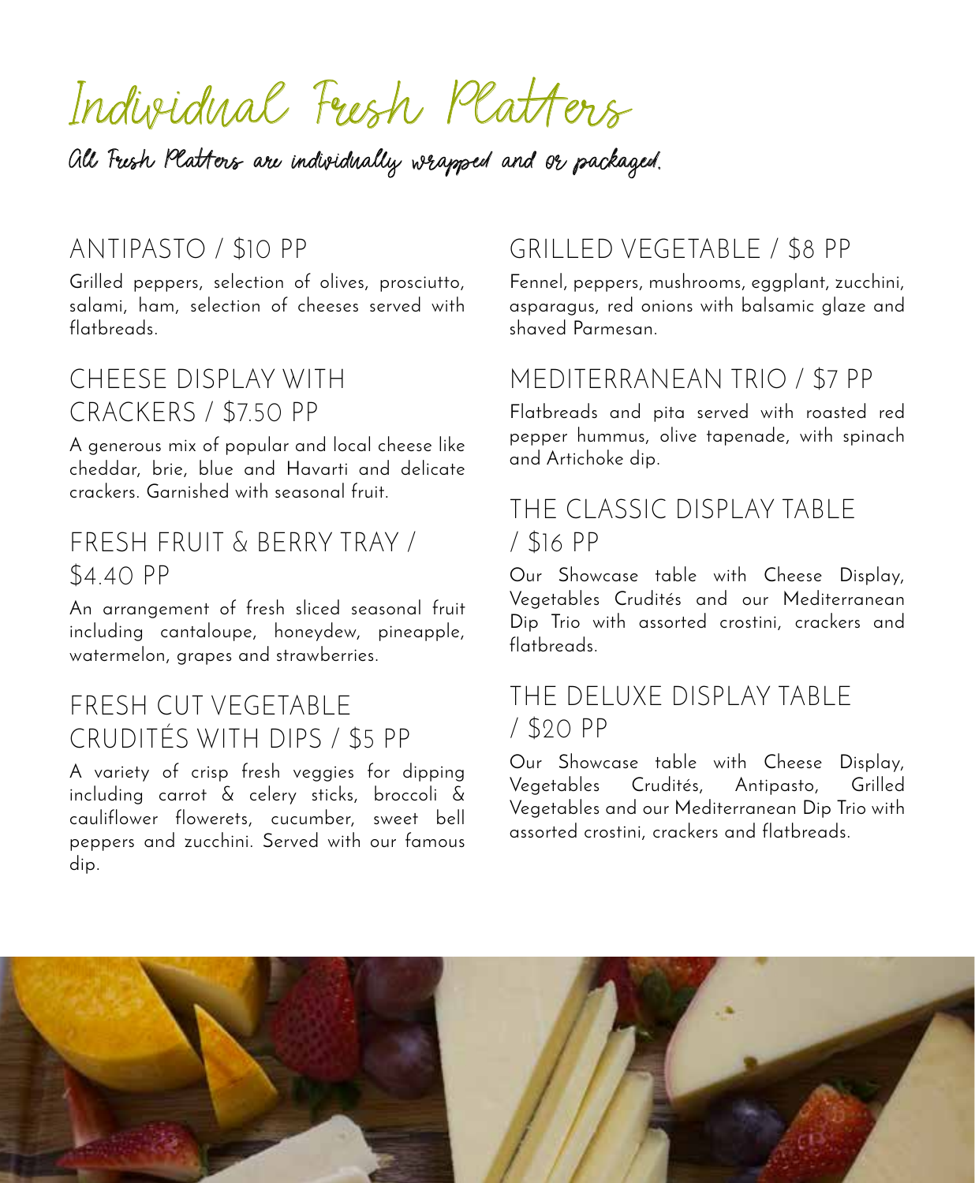# Individual Fresh Platters

*All Fresh Platters are individually wrapped and or packaged.*

## ANTIPASTO / $10 PP

Grilled peppers, selection of olives, prosciutto, salami, ham, selection of cheeses served with flatbreads.

## CHEESE DISPLAY WITH CRACKERS / $7.50 PP

A generous mix of popular and local cheese like cheddar, brie, blue and Havarti and delicate crackers. Garnished with seasonal fruit.

## FRESH FRUIT & BERRY TRAY / $4.40 PP

An arrangement of fresh sliced seasonal fruit including cantaloupe, honeydew, pineapple, watermelon, grapes and strawberries.

## FRESH CUT VEGETABLE CRUDITÉS WITH DIPS / $5 PP

A variety of crisp fresh veggies for dipping including carrot & celery sticks, broccoli & cauliflower flowerets, cucumber, sweet bell peppers and zucchini. Served with our famous dip.

## GRILLED VEGETABLE / $8 PP

Fennel, peppers, mushrooms, eggplant, zucchini, asparagus, red onions with balsamic glaze and shaved Parmesan.

## MEDITERRANEAN TRIO / $7 PP

Flatbreads and pita served with roasted red pepper hummus, olive tapenade, with spinach and Artichoke dip.

## THE CLASSIC DISPLAY TABLE / $16 PP

Our Showcase table with Cheese Display, Vegetables Crudités and our Mediterranean Dip Trio with assorted crostini, crackers and flatbreads.

## THE DELUXE DISPLAY TABLE / $20 PP

Our Showcase table with Cheese Display, Vegetables Crudités, Antipasto, Grilled Vegetables and our Mediterranean Dip Trio with assorted crostini, crackers and flatbreads.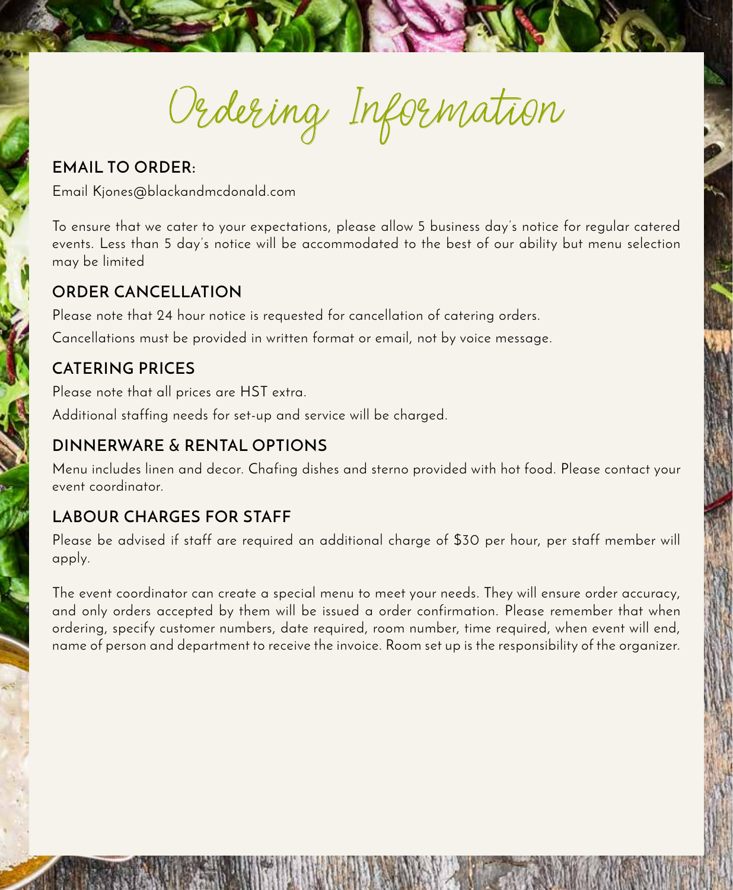# Ordering Information

## EMAIL TO ORDER:

Email Kjones@blackandmcdonald.com

To ensure that we cater to your expectations, please allow 5 business day's notice for regular catered events. Less than 5 day's notice will be accommodated to the best of our ability but menu selection may be limited

## ORDER CANCELLATION

Please note that 24 hour notice is requested for cancellation of catering orders.

Cancellations must be provided in written format or email, not by voice message.

## CATERING PRICES

Please note that all prices are HST extra.

Additional staffing needs for set-up and service will be charged.

## DINNERWARE & RENTAL OPTIONS

Menu includes linen and decor. Chafing dishes and sterno provided with hot food. Please contact your event coordinator.

## LABOUR CHARGES FOR STAFF

Please be advised if staff are required an additional charge of $30 per hour, per staff member will apply.

The event coordinator can create a special menu to meet your needs. They will ensure order accuracy, and only orders accepted by them will be issued a order confirmation. Please remember that when ordering, specify customer numbers, date required, room number, time required, when event will end, name of person and department to receive the invoice. Room set up is the responsibility of the organizer.